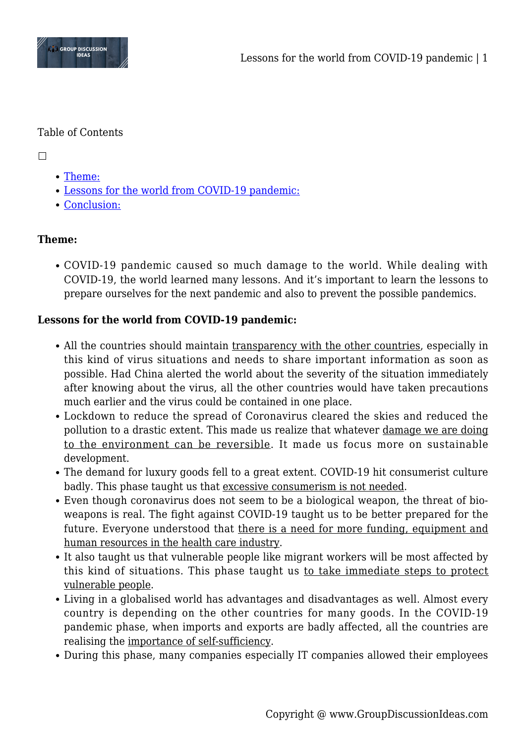Table of Contents

☐

- Theme:
- Lessons for the world from COVID-19 pandemic:
- Conclusion:

**Theme:**

- COVID-19 pandemic caused so much damage to the world. While dealing with COVID-19, the world learned many lessons. And it's important to learn the lessons to prepare ourselves for the next pandemic and also to prevent the possible pandemics.

**Lessons for the world from COVID-19 pandemic:**

- All the countries should maintain transparency with the other countries, especially in this kind of virus situations and needs to share important information as soon as possible. Had China alerted the world about the severity of the situation immediately after knowing about the virus, all the other countries would have taken precautions much earlier and the virus could be contained in one place.
- Lockdown to reduce the spread of Coronavirus cleared the skies and reduced the pollution to a drastic extent. This made us realize that whatever damage we are doing to the environment can be reversible. It made us focus more on sustainable development.
- The demand for luxury goods fell to a great extent. COVID-19 hit consumerist culture badly. This phase taught us that excessive consumerism is not needed.
- Even though coronavirus does not seem to be a biological weapon, the threat of bio-weapons is real. The fight against COVID-19 taught us to be better prepared for the future. Everyone understood that there is a need for more funding, equipment and human resources in the health care industry.
- It also taught us that vulnerable people like migrant workers will be most affected by this kind of situations. This phase taught us to take immediate steps to protect vulnerable people.
- Living in a globalised world has advantages and disadvantages as well. Almost every country is depending on the other countries for many goods. In the COVID-19 pandemic phase, when imports and exports are badly affected, all the countries are realising the importance of self-sufficiency.
- During this phase, many companies especially IT companies allowed their employees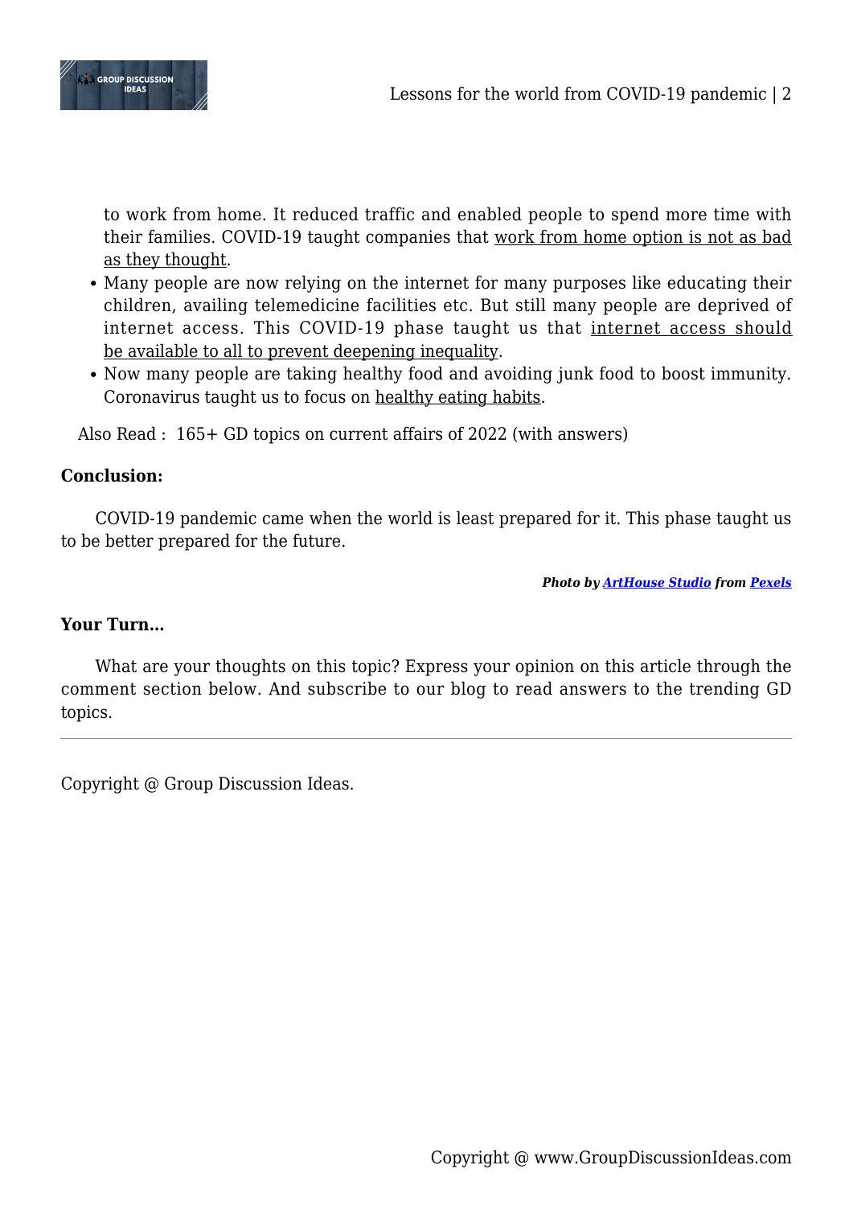to work from home. It reduced traffic and enabled people to spend more time with their families. COVID-19 taught companies that work from home option is not as bad as they thought.

- Many people are now relying on the internet for many purposes like educating their children, availing telemedicine facilities etc. But still many people are deprived of internet access. This COVID-19 phase taught us that internet access should be available to all to prevent deepening inequality.
- Now many people are taking healthy food and avoiding junk food to boost immunity. Coronavirus taught us to focus on healthy eating habits.

Also Read : 165+ GD topics on current affairs of 2022 (with answers)

**Conclusion:**

COVID-19 pandemic came when the world is least prepared for it. This phase taught us to be better prepared for the future.

***Photo by ArtHouse Studio from Pexels***

**Your Turn…**

What are your thoughts on this topic? Express your opinion on this article through the comment section below. And subscribe to our blog to read answers to the trending GD topics.

---

Copyright @ Group Discussion Ideas.